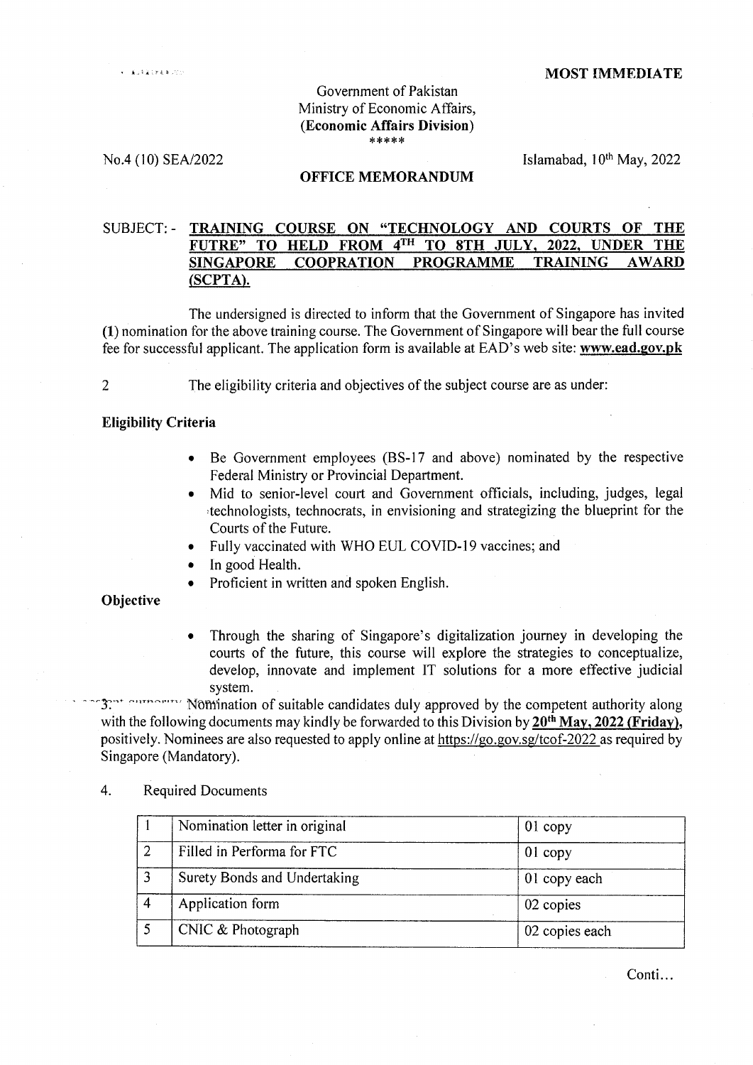**MOST IMMEDIATE**

Government of Pakistan
Ministry of Economic Affairs,
**(Economic Affairs Division)**
\*\*\*\*\*

No.4 (10) SEA/2022

Islamabad, 10th May, 2022

**OFFICE MEMORANDUM**

SUBJECT: - **TRAINING COURSE ON "TECHNOLOGY AND COURTS OF THE FUTRE" TO HELD FROM 4TH TO 8TH JULY, 2022, UNDER THE SINGAPORE COOPRATION PROGRAMME TRAINING AWARD (SCPTA).**

The undersigned is directed to inform that the Government of Singapore has invited **(1)** nomination for the above training course. The Government of Singapore will bear the full course fee for successful applicant. The application form is available at EAD's web site: **www.ead.gov.pk**

2 The eligibility criteria and objectives of the subject course are as under:

**Eligibility Criteria**

- Be Government employees (BS-17 and above) nominated by the respective Federal Ministry or Provincial Department.
- Mid to senior-level court and Government officials, including, judges, legal technologists, technocrats, in envisioning and strategizing the blueprint for the Courts of the Future.
- Fully vaccinated with WHO EUL COVID-19 vaccines; and
- In good Health.
- Proficient in written and spoken English.

**Objective**

- Through the sharing of Singapore's digitalization journey in developing the courts of the future, this course will explore the strategies to conceptualize, develop, innovate and implement IT solutions for a more effective judicial system.

3. Nomination of suitable candidates duly approved by the competent authority along with the following documents may kindly be forwarded to this Division by **20th May, 2022 (Friday)**, positively. Nominees are also requested to apply online at https://go.gov.sg/tcof-2022 as required by Singapore (Mandatory).

4. Required Documents

| | | |
|---|---|---|
| 1 | Nomination letter in original | 01 copy |
| 2 | Filled in Performa for FTC | 01 copy |
| 3 | Surety Bonds and Undertaking | 01 copy each |
| 4 | Application form | 02 copies |
| 5 | CNIC & Photograph | 02 copies each |

Conti…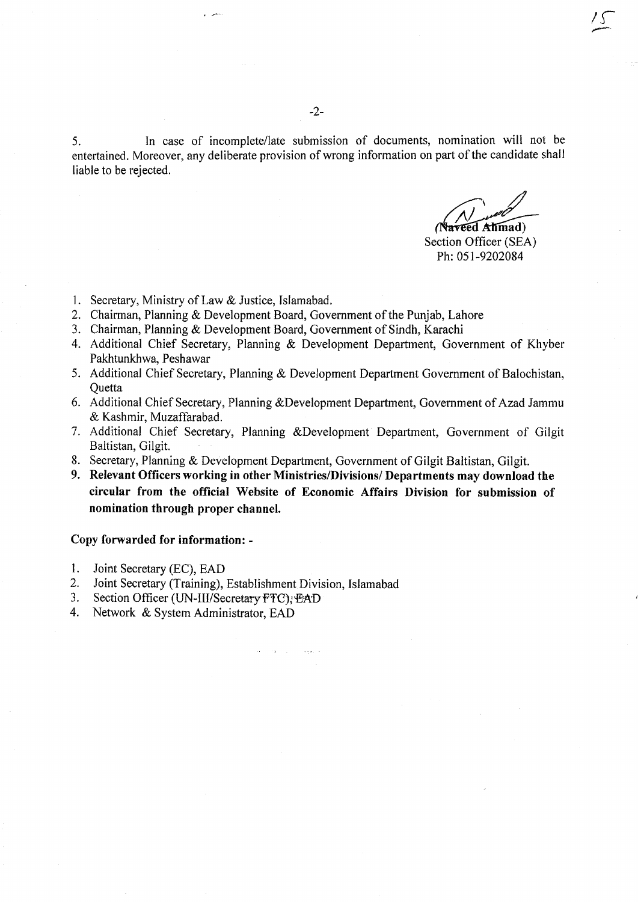5. In case of incomplete/late submission of documents, nomination will not be entertained. Moreover, any deliberate provision of wrong information on part of the candidate shall liable to be rejected.

(Naveed Ahmad)
Section Officer (SEA)
Ph: 051-9202084

1. Secretary, Ministry of Law & Justice, Islamabad.
2. Chairman, Planning & Development Board, Government of the Punjab, Lahore
3. Chairman, Planning & Development Board, Government of Sindh, Karachi
4. Additional Chief Secretary, Planning & Development Department, Government of Khyber Pakhtunkhwa, Peshawar
5. Additional Chief Secretary, Planning & Development Department Government of Balochistan, Quetta
6. Additional Chief Secretary, Planning &Development Department, Government of Azad Jammu & Kashmir, Muzaffarabad.
7. Additional Chief Secretary, Planning &Development Department, Government of Gilgit Baltistan, Gilgit.
8. Secretary, Planning & Development Department, Government of Gilgit Baltistan, Gilgit.
9. **Relevant Officers working in other Ministries/Divisions/ Departments may download the circular from the official Website of Economic Affairs Division for submission of nomination through proper channel.**

**Copy forwarded for information: -**

1. Joint Secretary (EC), EAD
2. Joint Secretary (Training), Establishment Division, Islamabad
3. Section Officer (UN-III/Secretary FTC), EAD
4. Network & System Administrator, EAD